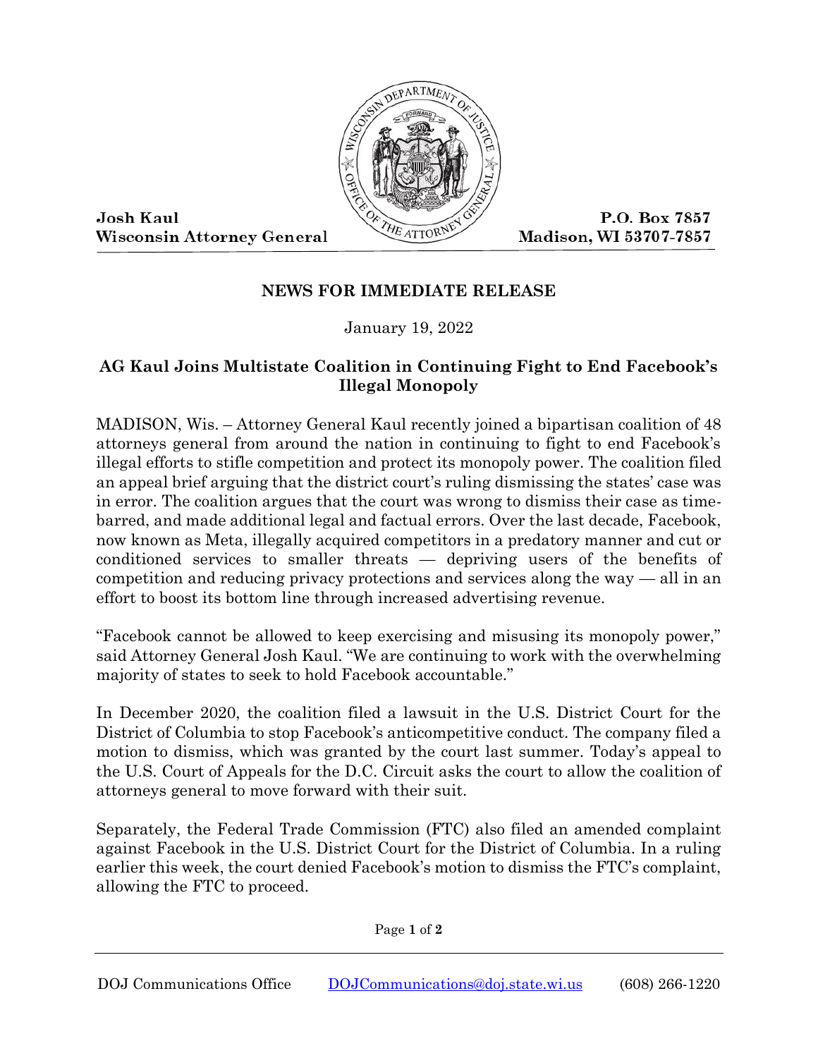Josh Kaul
Wisconsin Attorney General

P.O. Box 7857
Madison, WI 53707-7857

**NEWS FOR IMMEDIATE RELEASE**

January 19, 2022

## AG Kaul Joins Multistate Coalition in Continuing Fight to End Facebook's Illegal Monopoly

MADISON, Wis. – Attorney General Kaul recently joined a bipartisan coalition of 48 attorneys general from around the nation in continuing to fight to end Facebook's illegal efforts to stifle competition and protect its monopoly power. The coalition filed an appeal brief arguing that the district court's ruling dismissing the states' case was in error. The coalition argues that the court was wrong to dismiss their case as time-barred, and made additional legal and factual errors. Over the last decade, Facebook, now known as Meta, illegally acquired competitors in a predatory manner and cut or conditioned services to smaller threats — depriving users of the benefits of competition and reducing privacy protections and services along the way — all in an effort to boost its bottom line through increased advertising revenue.

"Facebook cannot be allowed to keep exercising and misusing its monopoly power," said Attorney General Josh Kaul. "We are continuing to work with the overwhelming majority of states to seek to hold Facebook accountable."

In December 2020, the coalition filed a lawsuit in the U.S. District Court for the District of Columbia to stop Facebook's anticompetitive conduct. The company filed a motion to dismiss, which was granted by the court last summer. Today's appeal to the U.S. Court of Appeals for the D.C. Circuit asks the court to allow the coalition of attorneys general to move forward with their suit.

Separately, the Federal Trade Commission (FTC) also filed an amended complaint against Facebook in the U.S. District Court for the District of Columbia. In a ruling earlier this week, the court denied Facebook's motion to dismiss the FTC's complaint, allowing the FTC to proceed.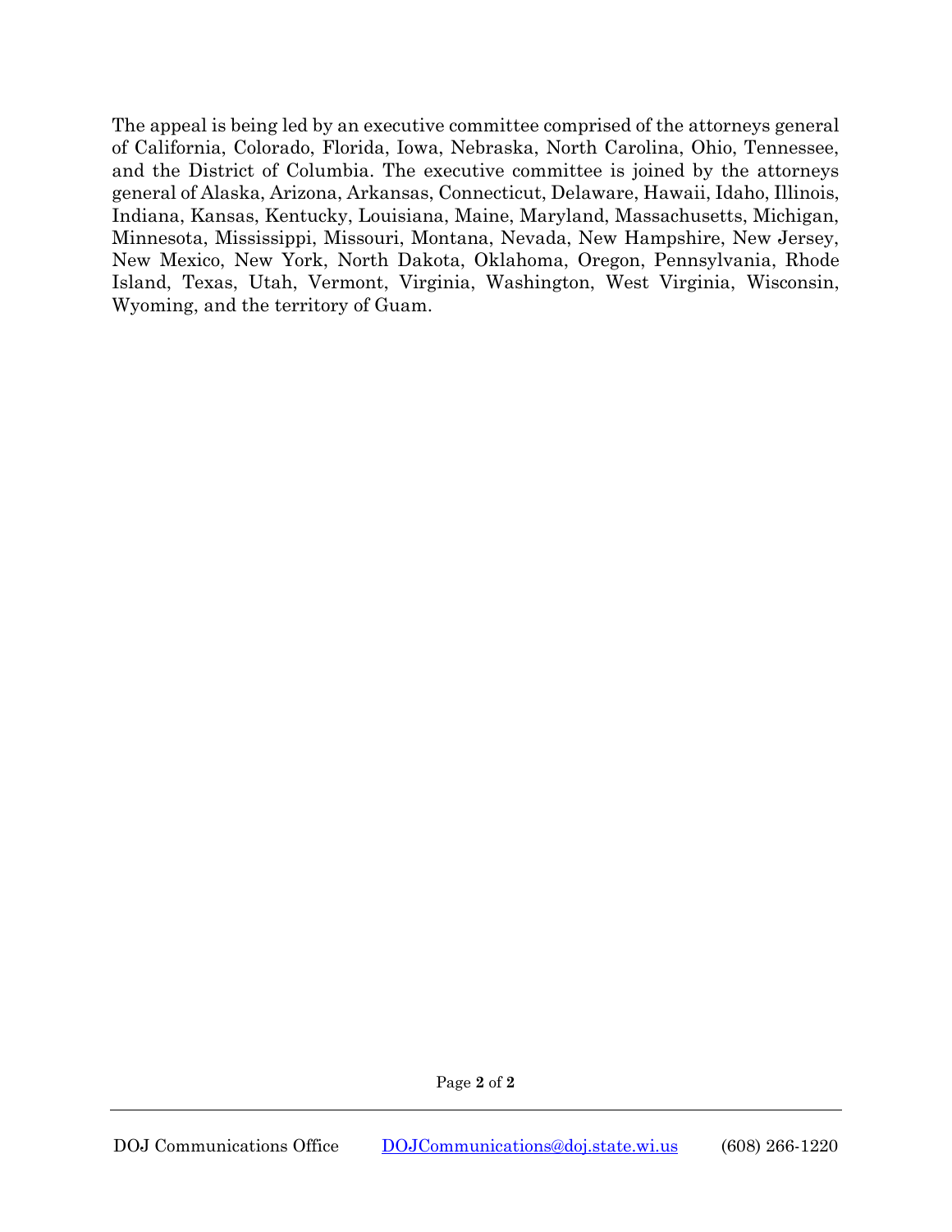The appeal is being led by an executive committee comprised of the attorneys general of California, Colorado, Florida, Iowa, Nebraska, North Carolina, Ohio, Tennessee, and the District of Columbia. The executive committee is joined by the attorneys general of Alaska, Arizona, Arkansas, Connecticut, Delaware, Hawaii, Idaho, Illinois, Indiana, Kansas, Kentucky, Louisiana, Maine, Maryland, Massachusetts, Michigan, Minnesota, Mississippi, Missouri, Montana, Nevada, New Hampshire, New Jersey, New Mexico, New York, North Dakota, Oklahoma, Oregon, Pennsylvania, Rhode Island, Texas, Utah, Vermont, Virginia, Washington, West Virginia, Wisconsin, Wyoming, and the territory of Guam.